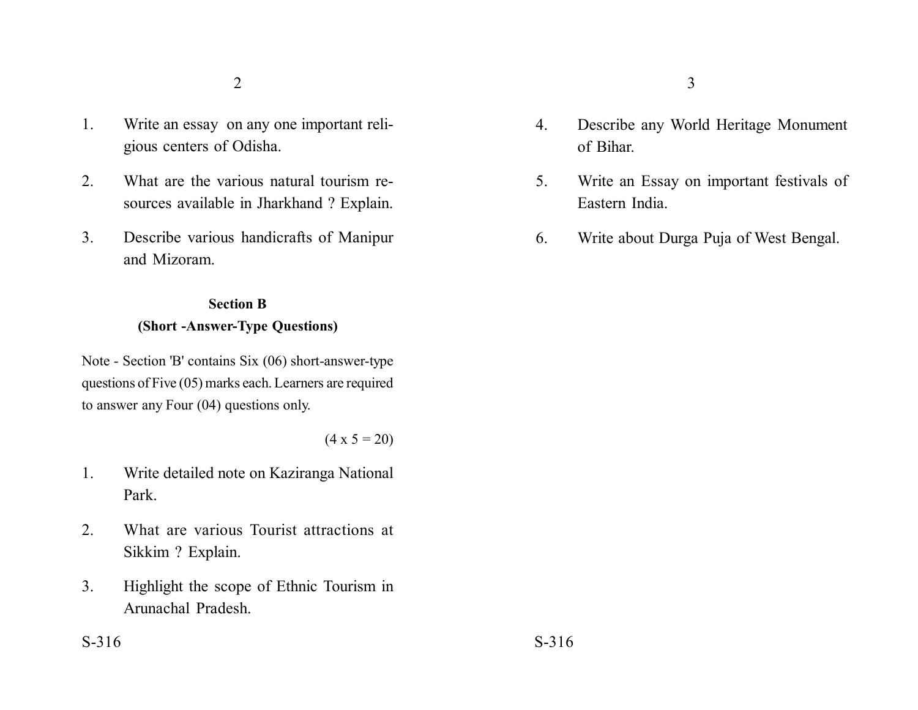1. Write an essay on any one important religious centers of Odisha.

2. What are the various natural tourism resources available in Jharkhand ? Explain.

3. Describe various handicrafts of Manipur and Mizoram.

**Section B**

**(Short -Answer-Type Questions)**

Note - Section 'B' contains Six (06) short-answer-type questions of Five (05) marks each. Learners are required to answer any Four (04) questions only.

(4 x 5 = 20)

1. Write detailed note on Kaziranga National Park.

2. What are various Tourist attractions at Sikkim ? Explain.

3. Highlight the scope of Ethnic Tourism in Arunachal Pradesh.

4. Describe any World Heritage Monument of Bihar.

5. Write an Essay on important festivals of Eastern India.

6. Write about Durga Puja of West Bengal.

S-316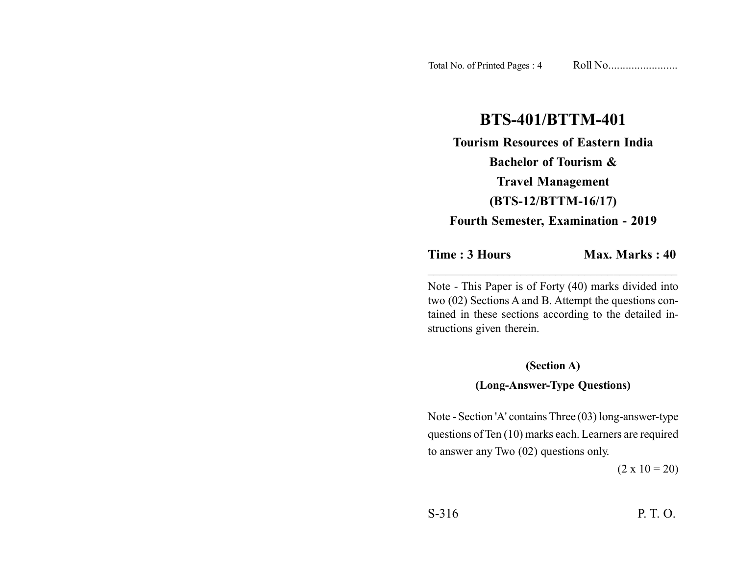Total No. of Printed Pages : 4 Roll No........................

# BTS-401/BTTM-401

## Tourism Resources of Eastern India

## Bachelor of Tourism & Travel Management

## (BTS-12/BTTM-16/17)

## Fourth Semester, Examination - 2019

**Time : 3 Hours** **Max. Marks : 40**

---

Note - This Paper is of Forty (40) marks divided into two (02) Sections A and B. Attempt the questions contained in these sections according to the detailed instructions given therein.

### (Section A)

### (Long-Answer-Type Questions)

Note - Section 'A' contains Three (03) long-answer-type questions of Ten (10) marks each. Learners are required to answer any Two (02) questions only.

(2 x 10 = 20)

S-316 P. T. O.